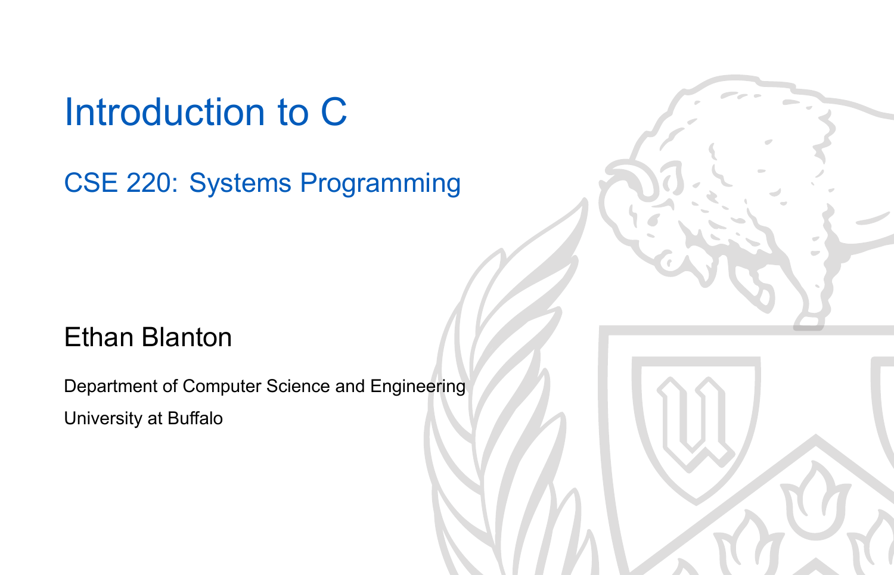# Introduction to C

## CSE 220: Systems Programming

Ethan Blanton

Department of Computer Science and Engineering

University at Buffalo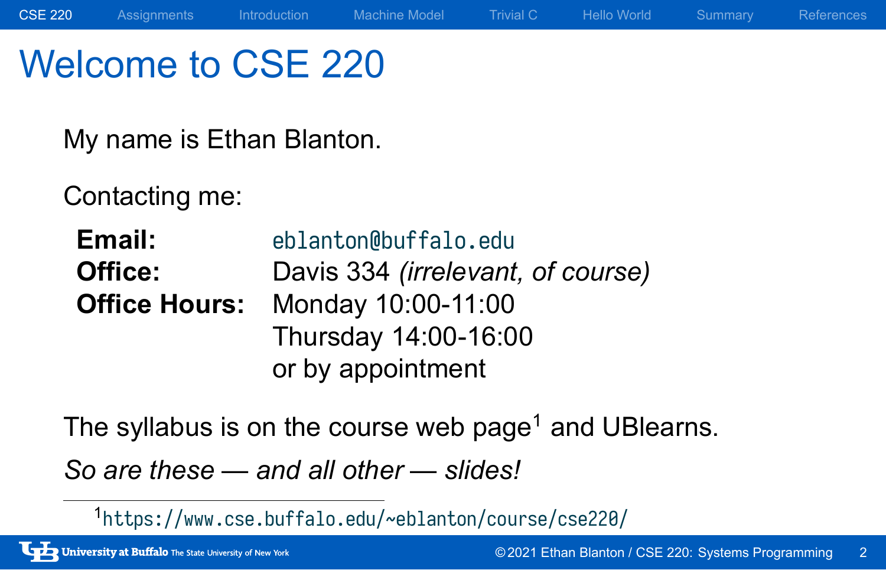# Welcome to CSE 220

My name is Ethan Blanton.

Contacting me:

| | |
|---|---|
| **Email:** | `eblanton@buffalo.edu` |
| **Office:** | Davis 334 *(irrelevant, of course)* |
| **Office Hours:** | Monday 10:00-11:00 |
| | Thursday 14:00-16:00 |
| | or by appointment |

The syllabus is on the course web page[1] and UBlearns.

*So are these — and all other — slides!*

[1] `https://www.cse.buffalo.edu/~eblanton/course/cse220/`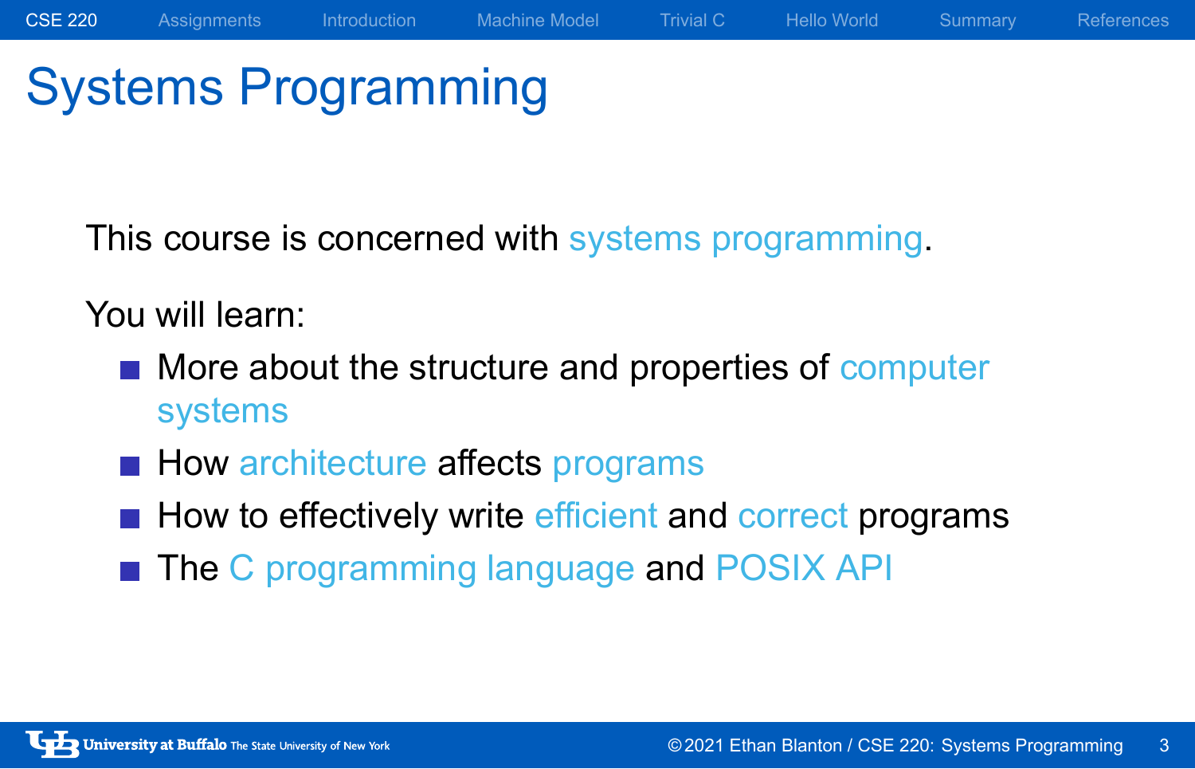# Systems Programming

This course is concerned with systems programming.

You will learn:

- More about the structure and properties of computer systems
- How architecture affects programs
- How to effectively write efficient and correct programs
- The C programming language and POSIX API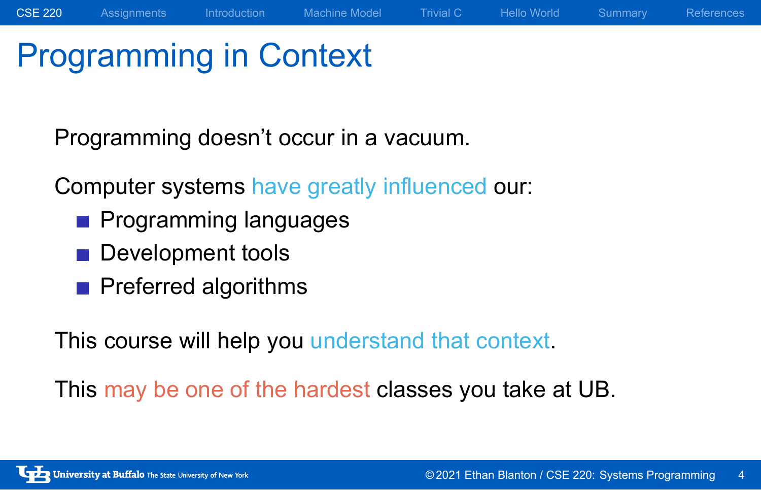# Programming in Context

Programming doesn't occur in a vacuum.

Computer systems have greatly influenced our:

- Programming languages
- Development tools
- Preferred algorithms

This course will help you understand that context.

This may be one of the hardest classes you take at UB.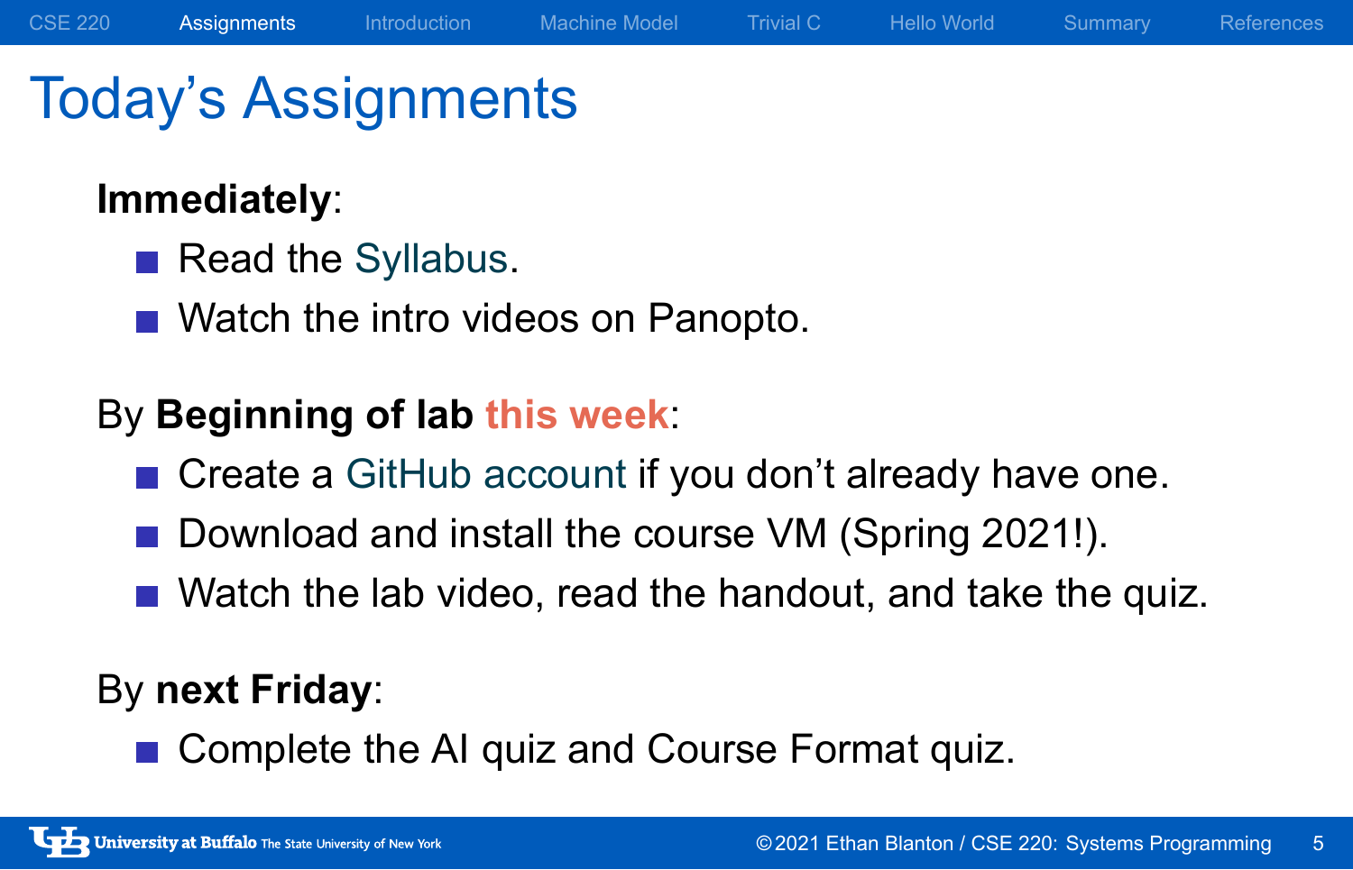# Today's Assignments

**Immediately**:

- Read the Syllabus.
- Watch the intro videos on Panopto.

By **Beginning of lab this week**:

- Create a GitHub account if you don't already have one.
- Download and install the course VM (Spring 2021!).
- Watch the lab video, read the handout, and take the quiz.

By **next Friday**:

- Complete the AI quiz and Course Format quiz.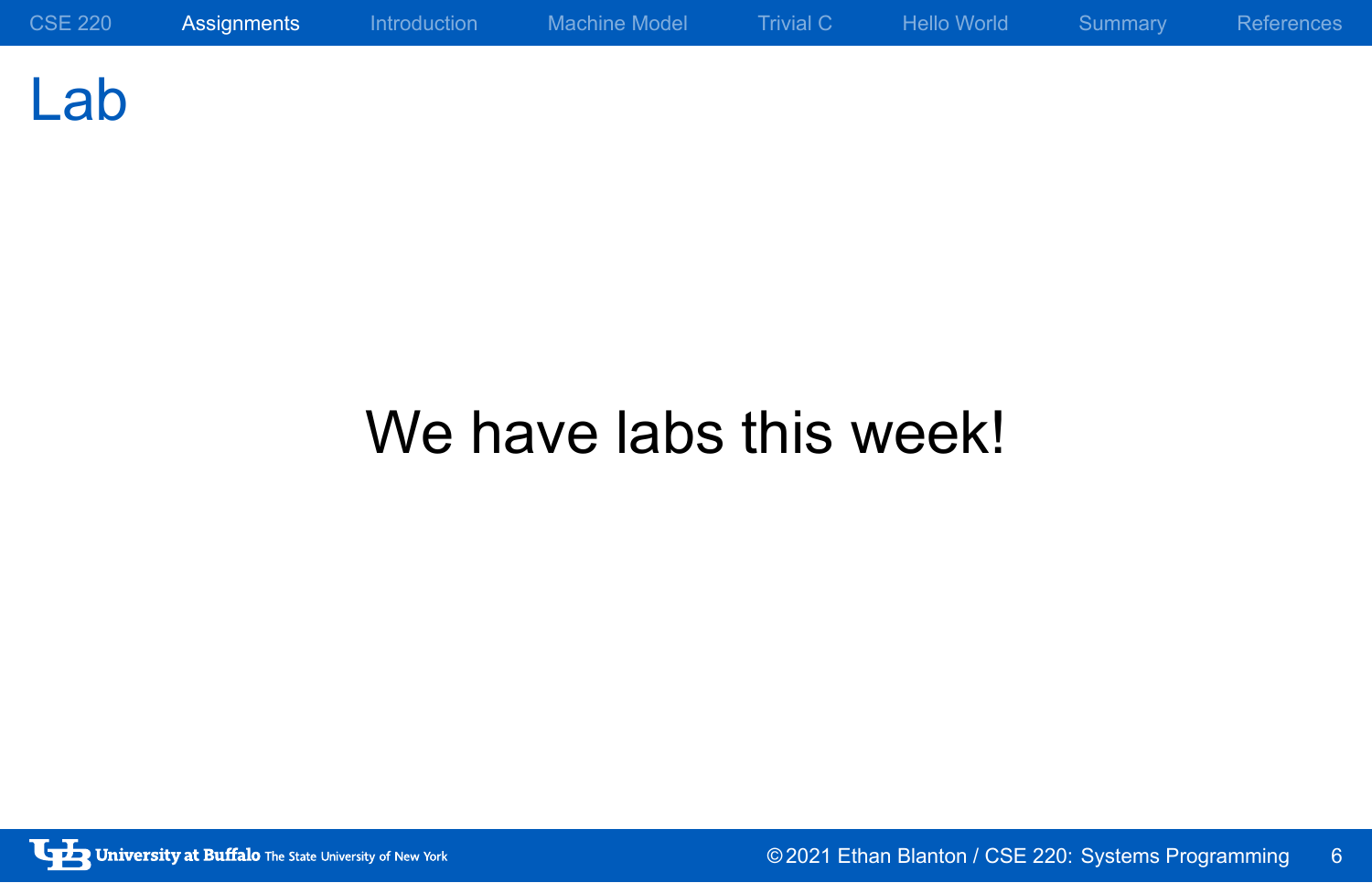# Lab

We have labs this week!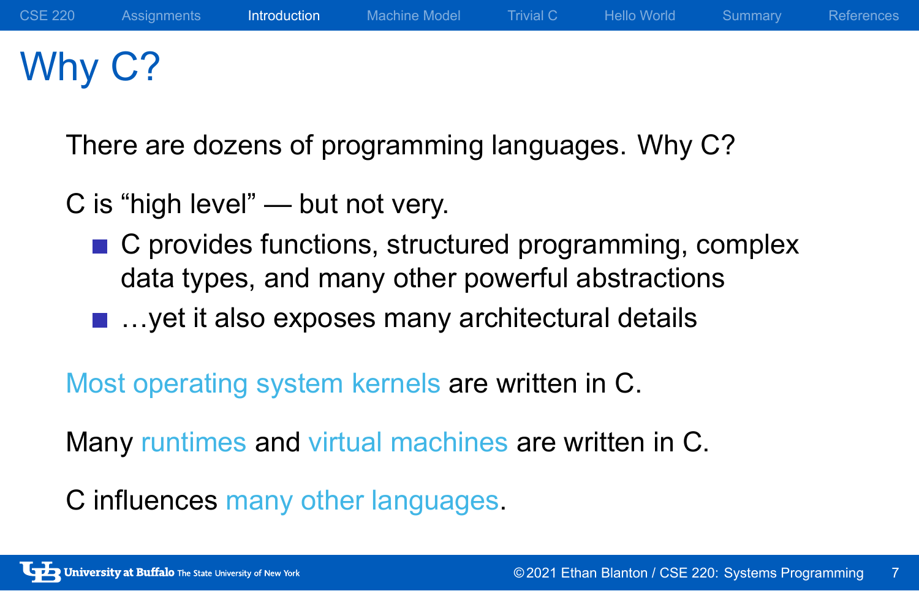# Why C?

There are dozens of programming languages. Why C?

C is “high level” — but not very.

- C provides functions, structured programming, complex data types, and many other powerful abstractions
- …yet it also exposes many architectural details

Most operating system kernels are written in C.

Many runtimes and virtual machines are written in C.

C influences many other languages.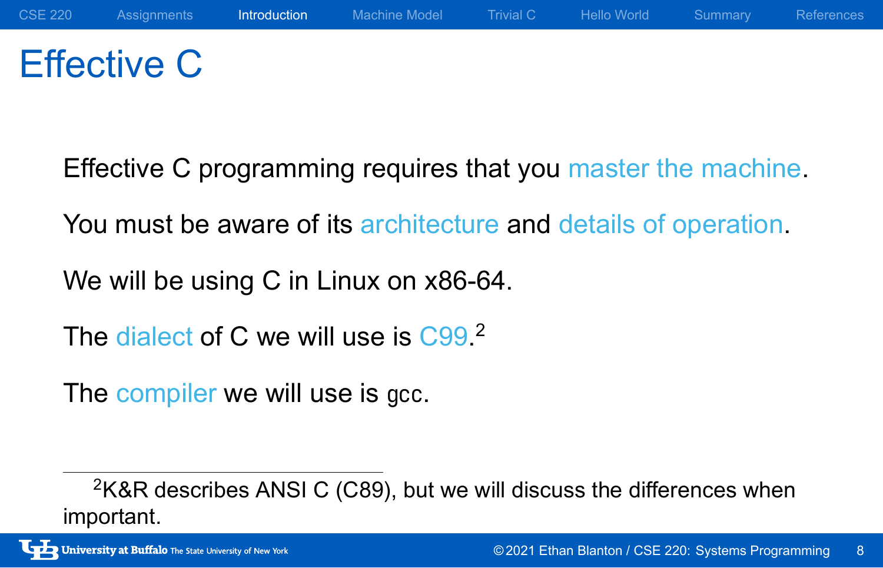# Effective C

Effective C programming requires that you master the machine.

You must be aware of its architecture and details of operation.

We will be using C in Linux on x86-64.

The dialect of C we will use is C99.[2]

The compiler we will use is `gcc`.

---

[2] K&R describes ANSI C (C89), but we will discuss the differences when important.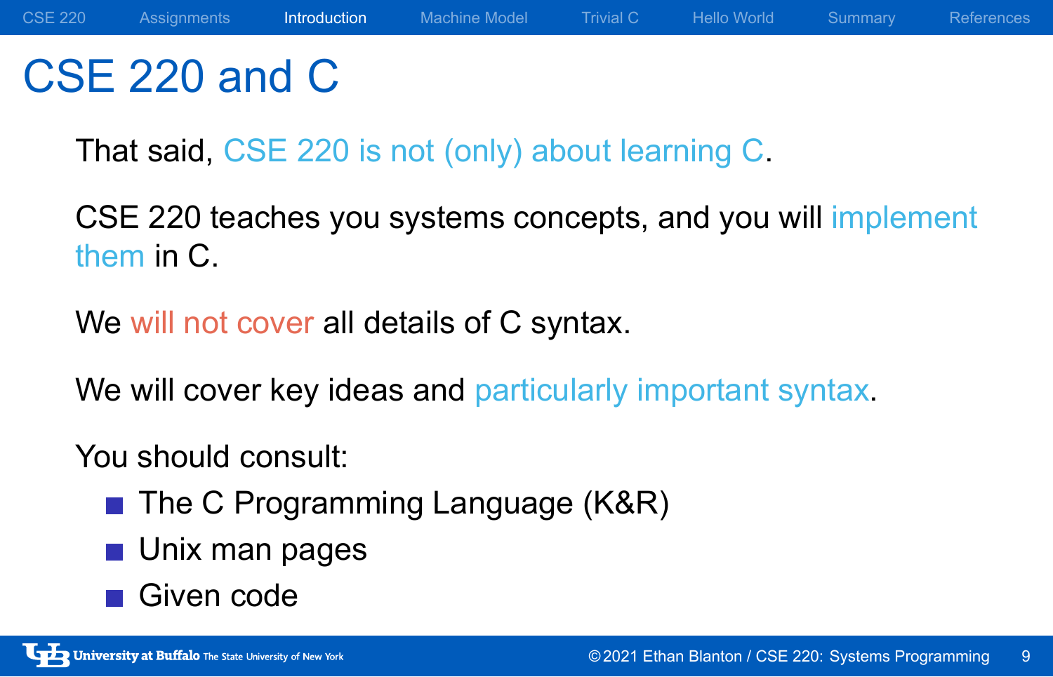# CSE 220 and C

That said, CSE 220 is not (only) about learning C.

CSE 220 teaches you systems concepts, and you will implement them in C.

We will not cover all details of C syntax.

We will cover key ideas and particularly important syntax.

You should consult:

- The C Programming Language (K&R)
- Unix man pages
- Given code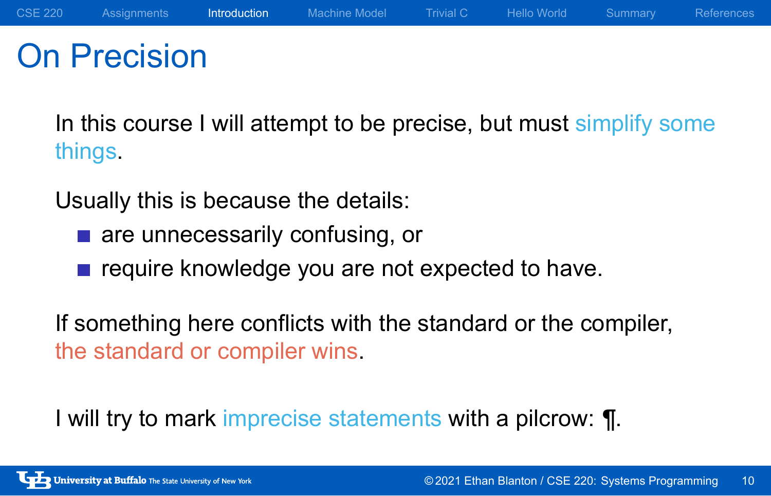# On Precision

In this course I will attempt to be precise, but must simplify some things.

Usually this is because the details:

- are unnecessarily confusing, or
- require knowledge you are not expected to have.

If something here conflicts with the standard or the compiler, the standard or compiler wins.

I will try to mark imprecise statements with a pilcrow: ¶.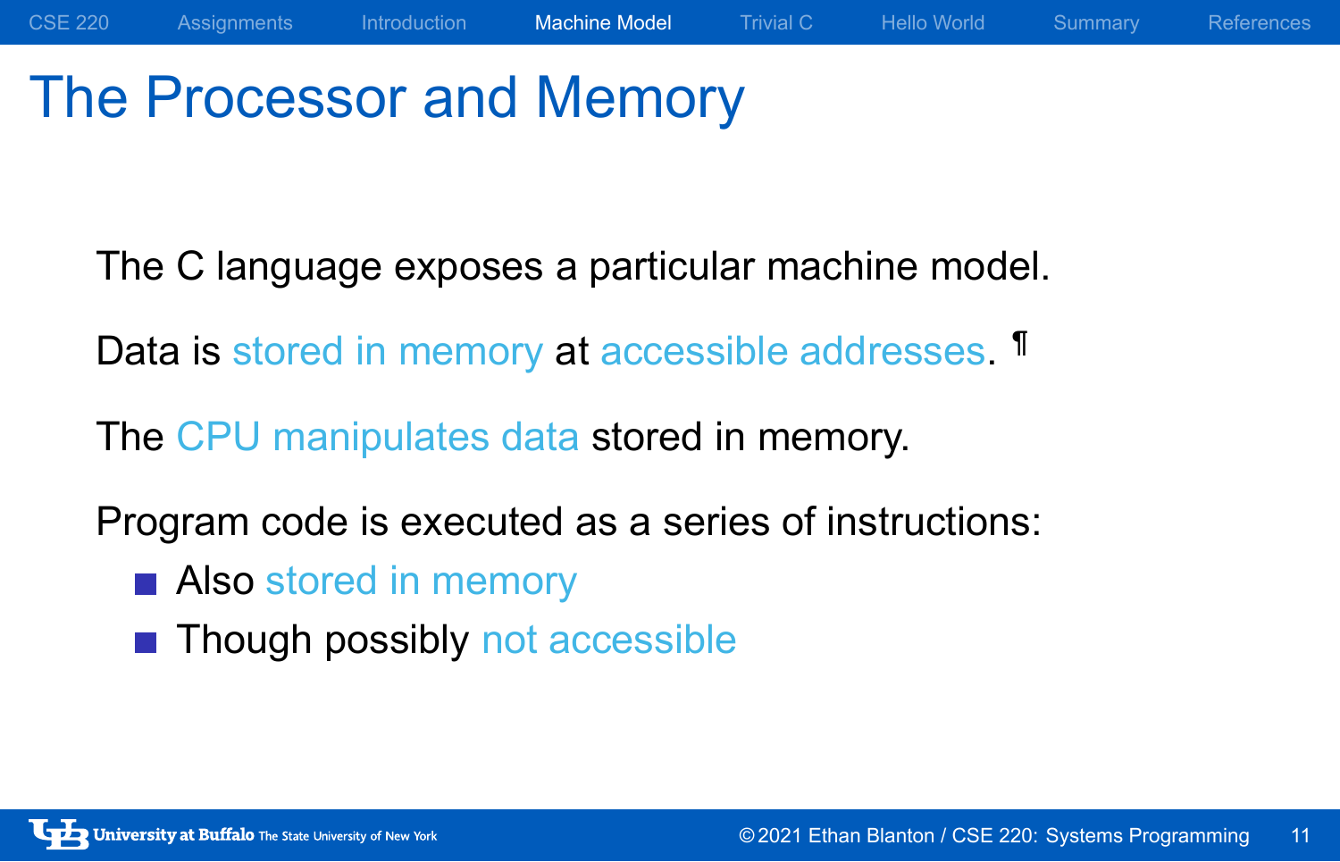# The Processor and Memory

The C language exposes a particular machine model.

Data is stored in memory at accessible addresses. ¶

The CPU manipulates data stored in memory.

Program code is executed as a series of instructions:

- Also stored in memory
- Though possibly not accessible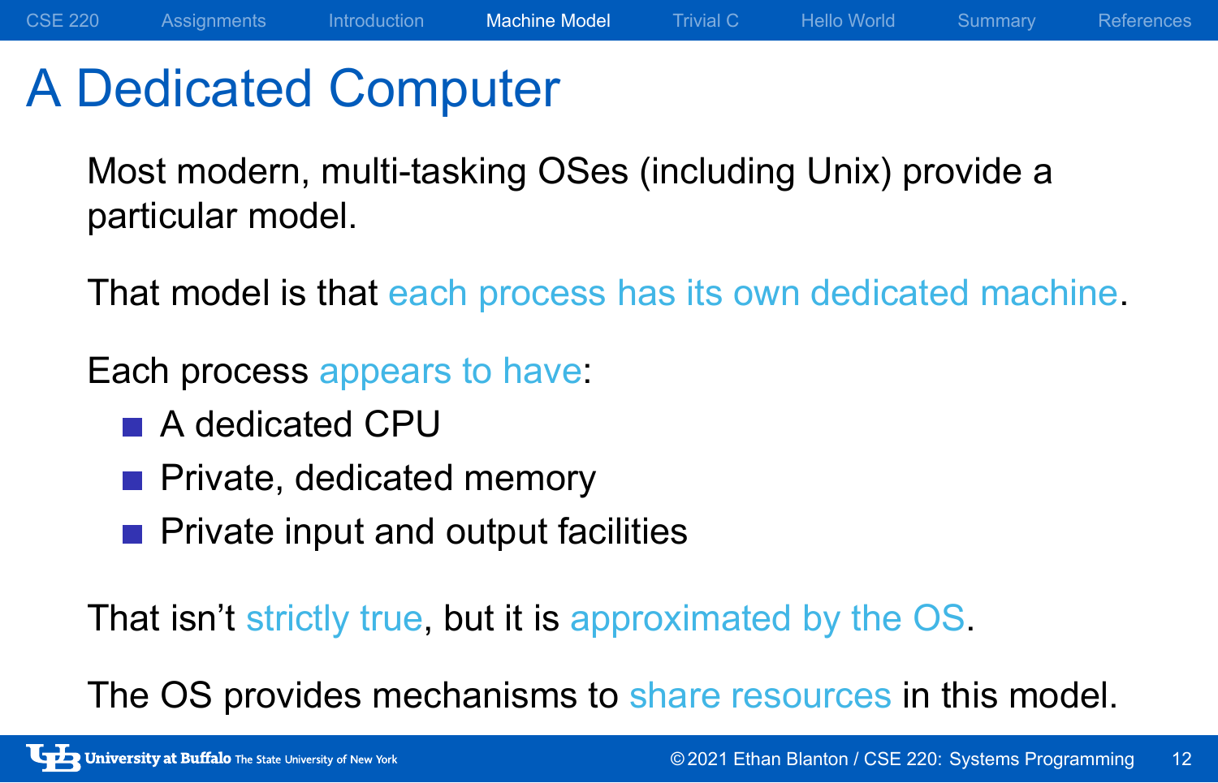# A Dedicated Computer

Most modern, multi-tasking OSes (including Unix) provide a particular model.

That model is that each process has its own dedicated machine.

Each process appears to have:

- A dedicated CPU
- Private, dedicated memory
- Private input and output facilities

That isn't strictly true, but it is approximated by the OS.

The OS provides mechanisms to share resources in this model.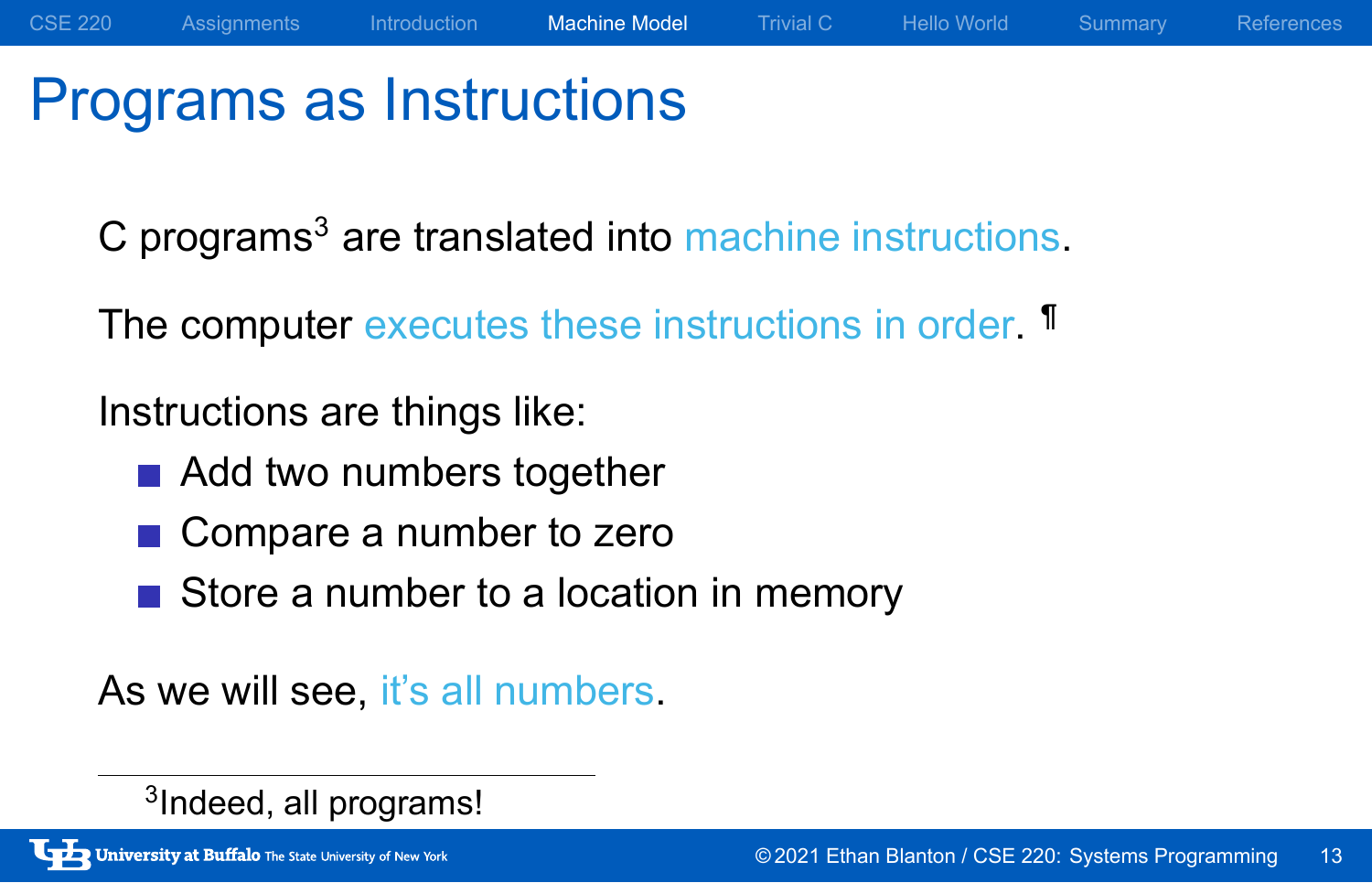# Programs as Instructions

C programs[3] are translated into machine instructions.

The computer executes these instructions in order. ¶

Instructions are things like:

- Add two numbers together
- Compare a number to zero
- Store a number to a location in memory

As we will see, it's all numbers.

[3] Indeed, all programs!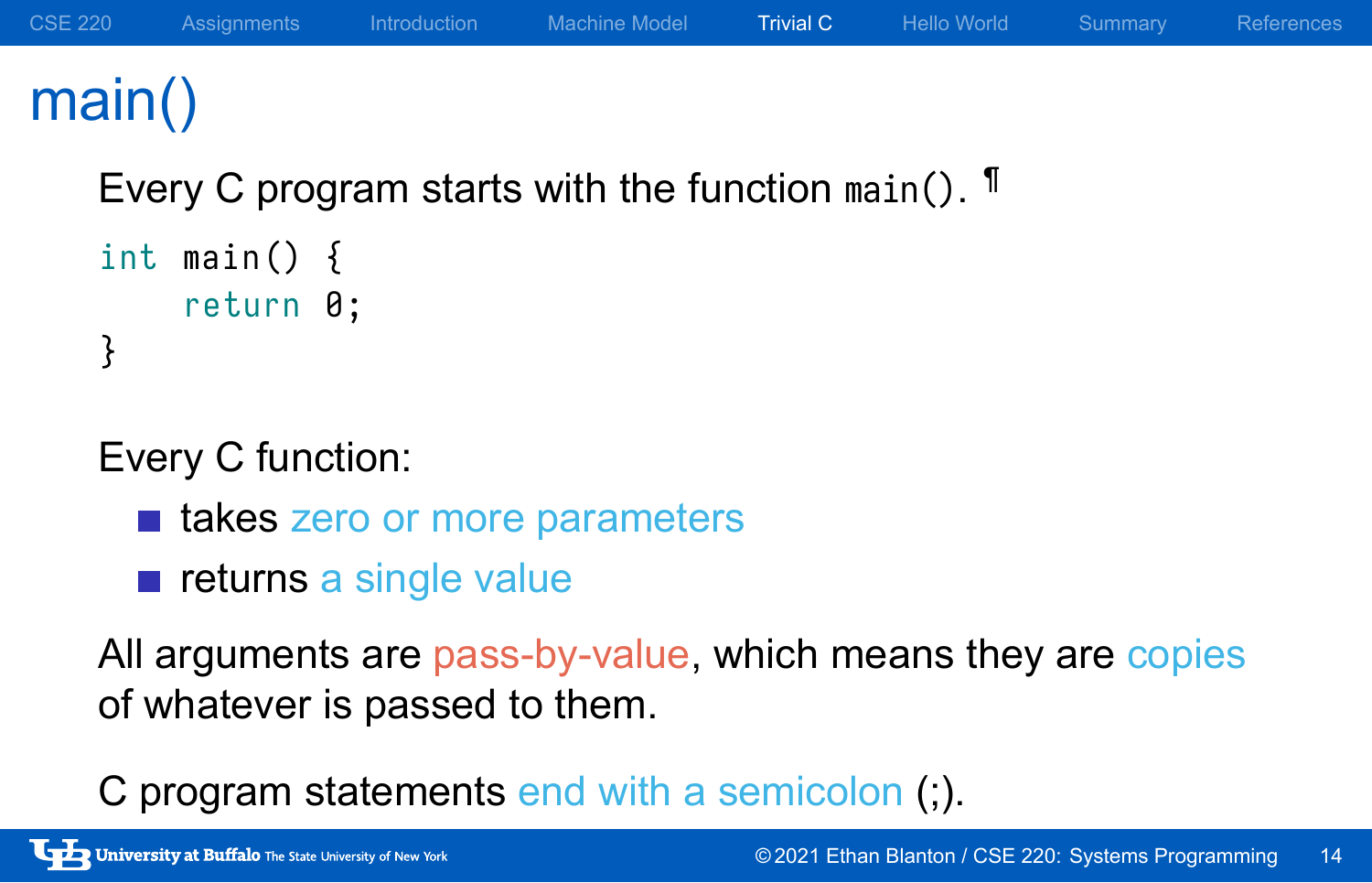# main()

Every C program starts with the function `main()`. ¶

```c
int main() {
    return 0;
}
```

Every C function:

- takes zero or more parameters
- returns a single value

All arguments are pass-by-value, which means they are copies of whatever is passed to them.

C program statements end with a semicolon (;).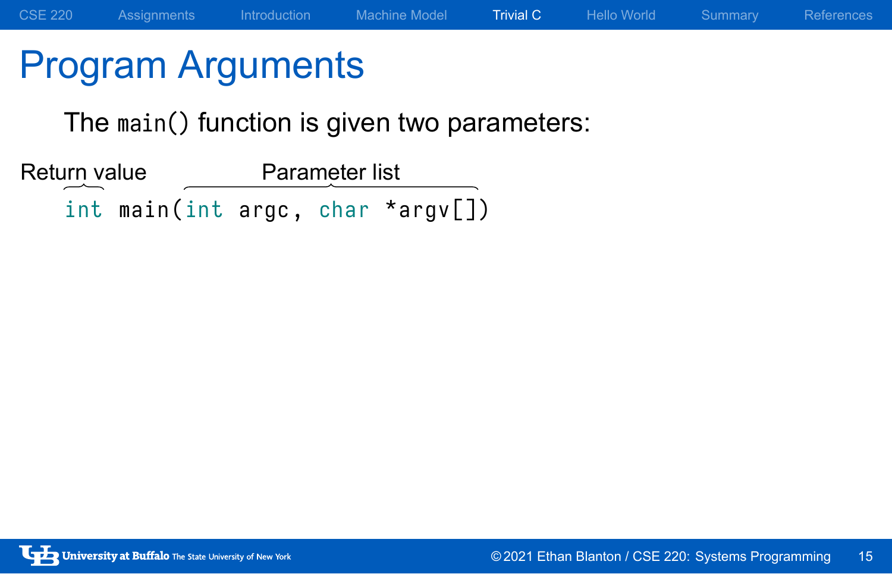# Program Arguments

The `main()` function is given two parameters:

Return value — Parameter list

```
int main(int argc, char *argv[])
```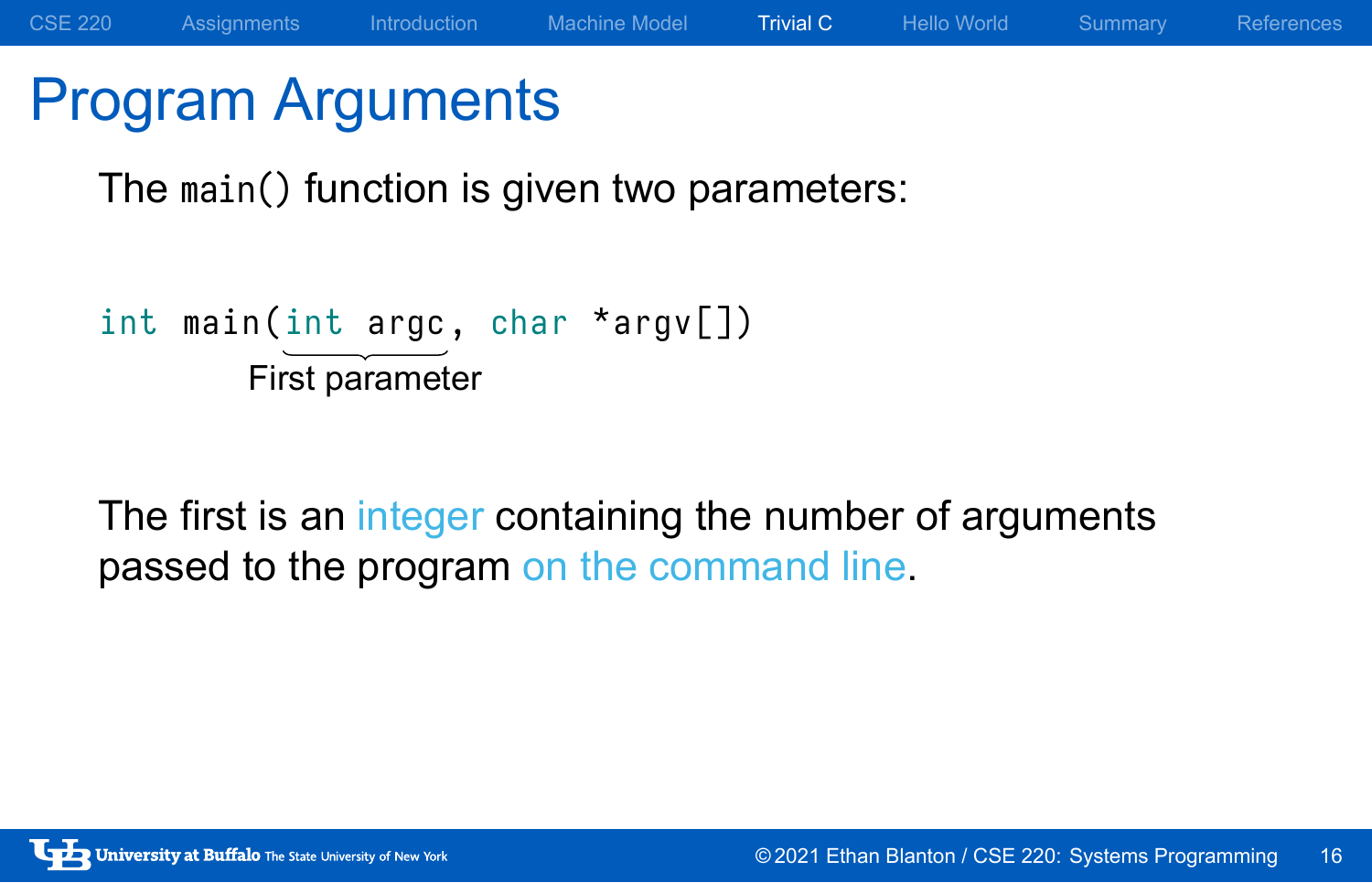# Program Arguments

The `main()` function is given two parameters:

```
int main(int argc, char *argv[])
```

First parameter (`int argc`)

The first is an integer containing the number of arguments passed to the program on the command line.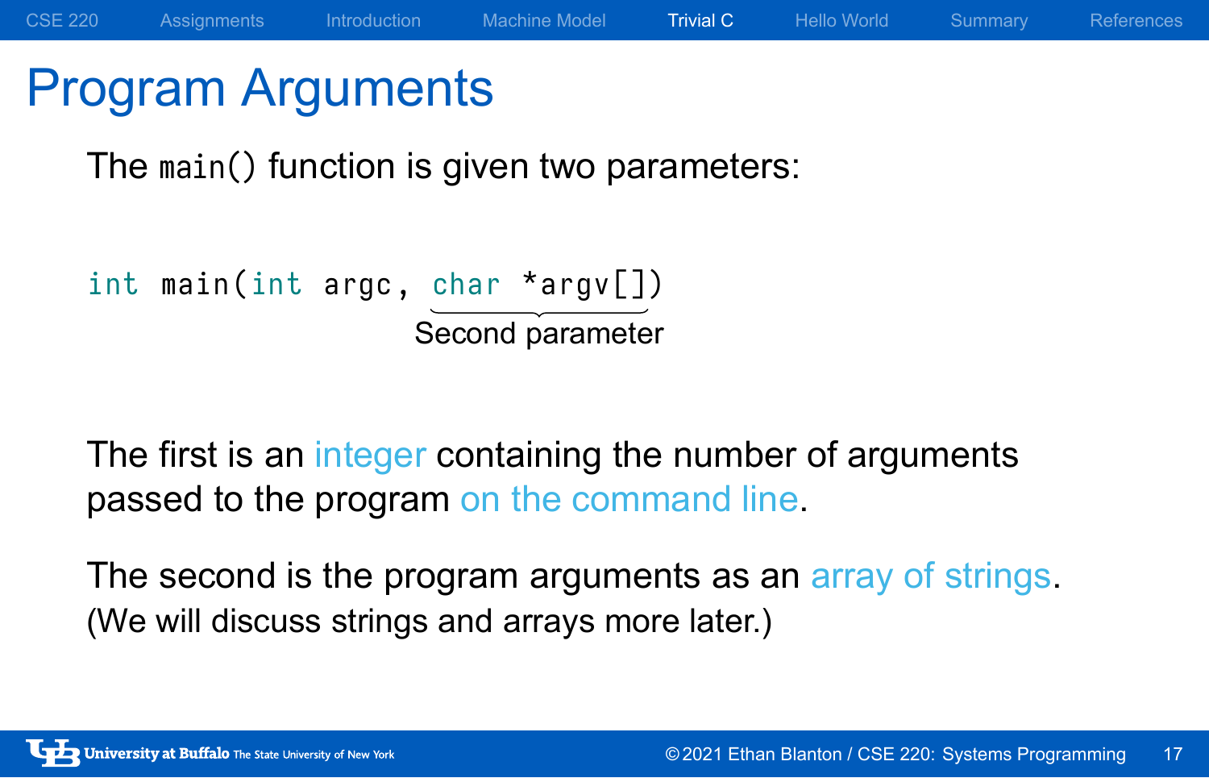# Program Arguments

The `main()` function is given two parameters:

```
int main(int argc, char *argv[])
```

Second parameter

The first is an integer containing the number of arguments passed to the program on the command line.

The second is the program arguments as an array of strings.
(We will discuss strings and arrays more later.)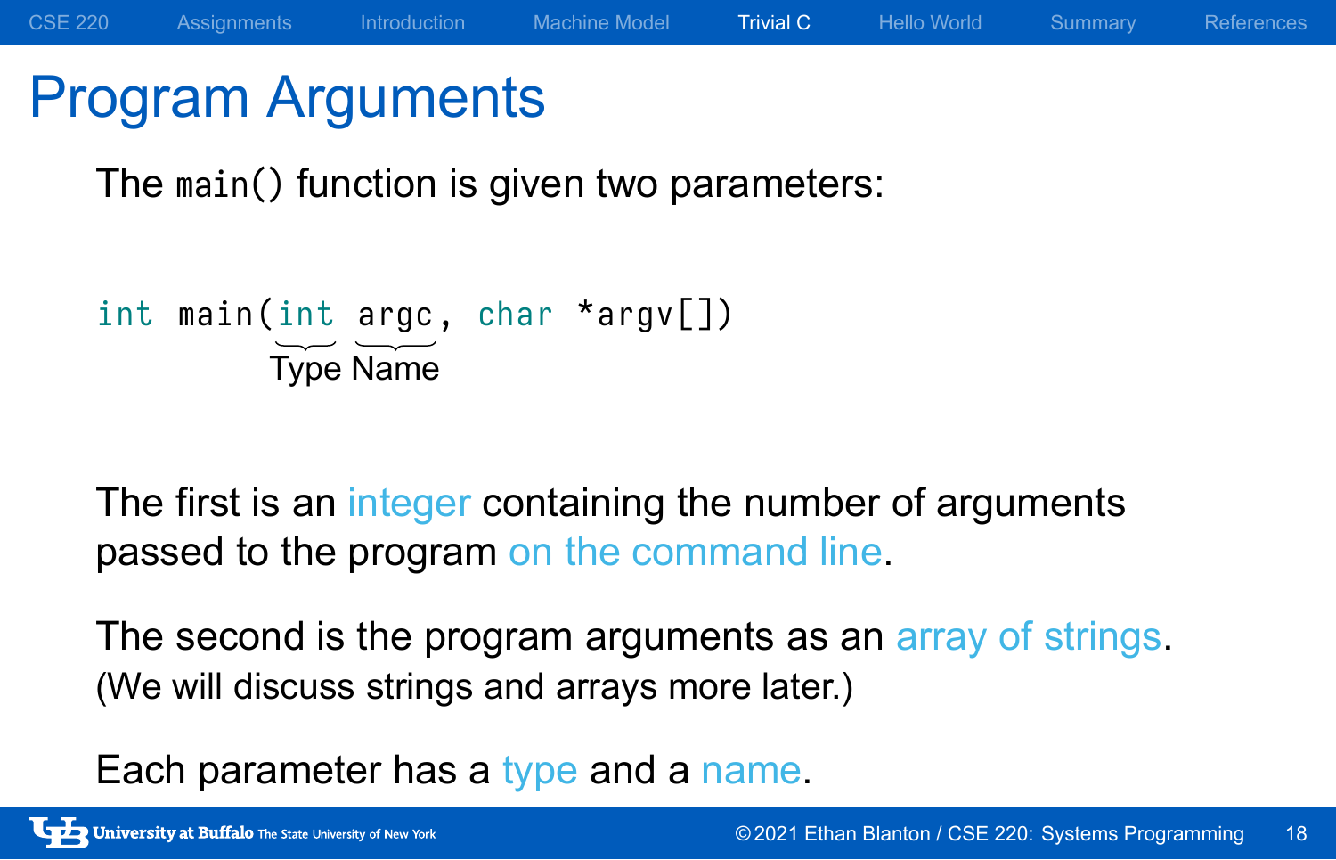# Program Arguments

The `main()` function is given two parameters:

```
int main(int argc, char *argv[])
```

(Type: `int`, Name: `argc`)

The first is an integer containing the number of arguments passed to the program on the command line.

The second is the program arguments as an array of strings.
(We will discuss strings and arrays more later.)

Each parameter has a type and a name.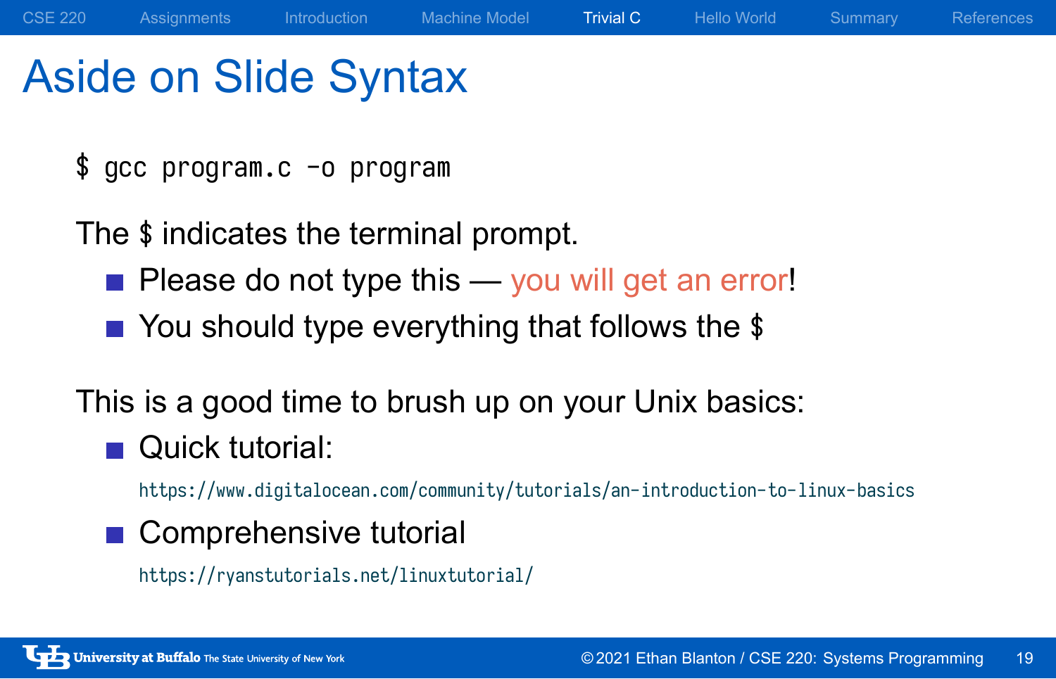# Aside on Slide Syntax

```
$ gcc program.c -o program
```

The $ indicates the terminal prompt.

- Please do not type this — you will get an error!
- You should type everything that follows the $

This is a good time to brush up on your Unix basics:

- Quick tutorial:
  https://www.digitalocean.com/community/tutorials/an-introduction-to-linux-basics
- Comprehensive tutorial
  https://ryanstutorials.net/linuxtutorial/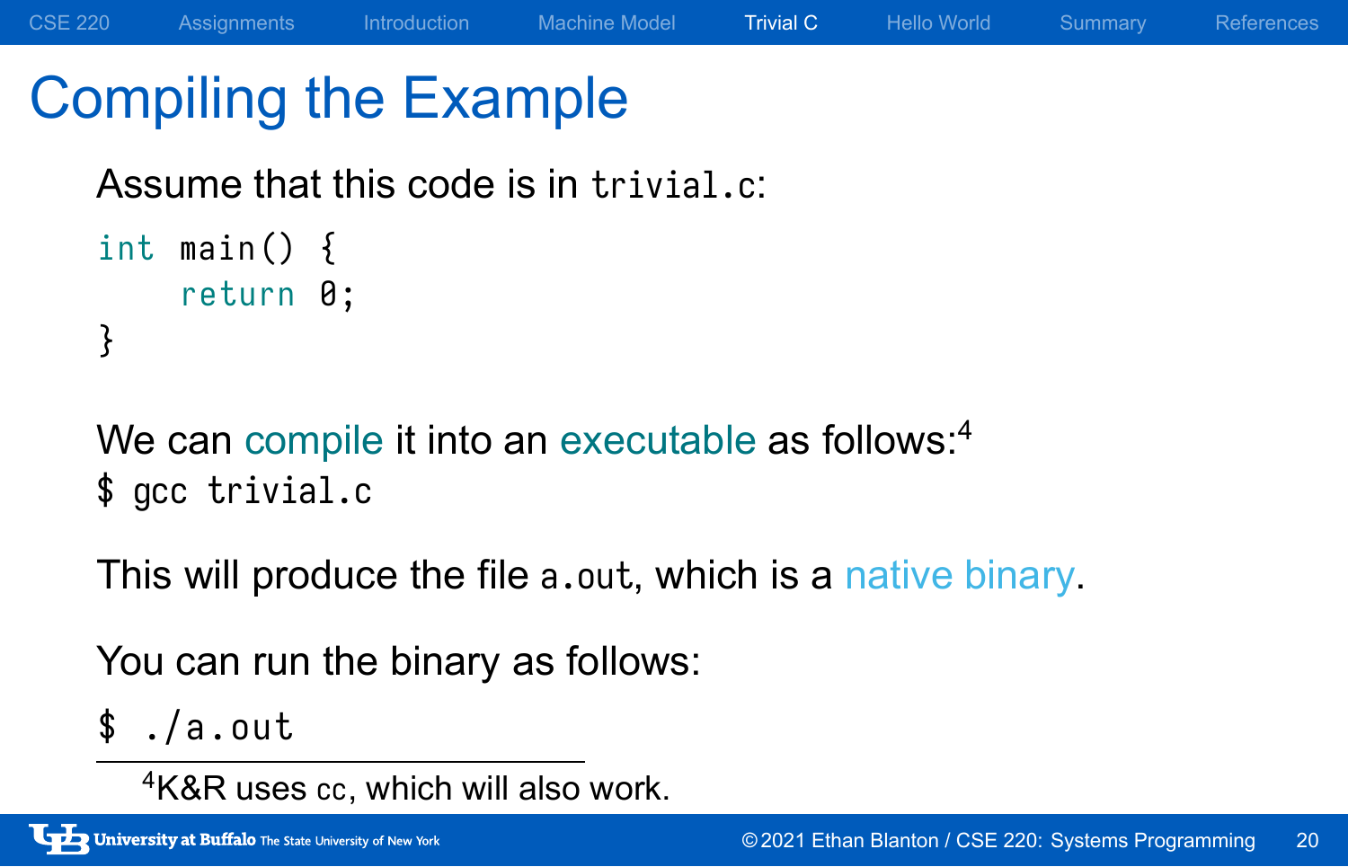# Compiling the Example

Assume that this code is in `trivial.c`:

```
int main() {
    return 0;
}
```

We can compile it into an executable as follows:[4]

```
$ gcc trivial.c
```

This will produce the file `a.out`, which is a native binary.

You can run the binary as follows:

```
$ ./a.out
```

[4] K&R uses `cc`, which will also work.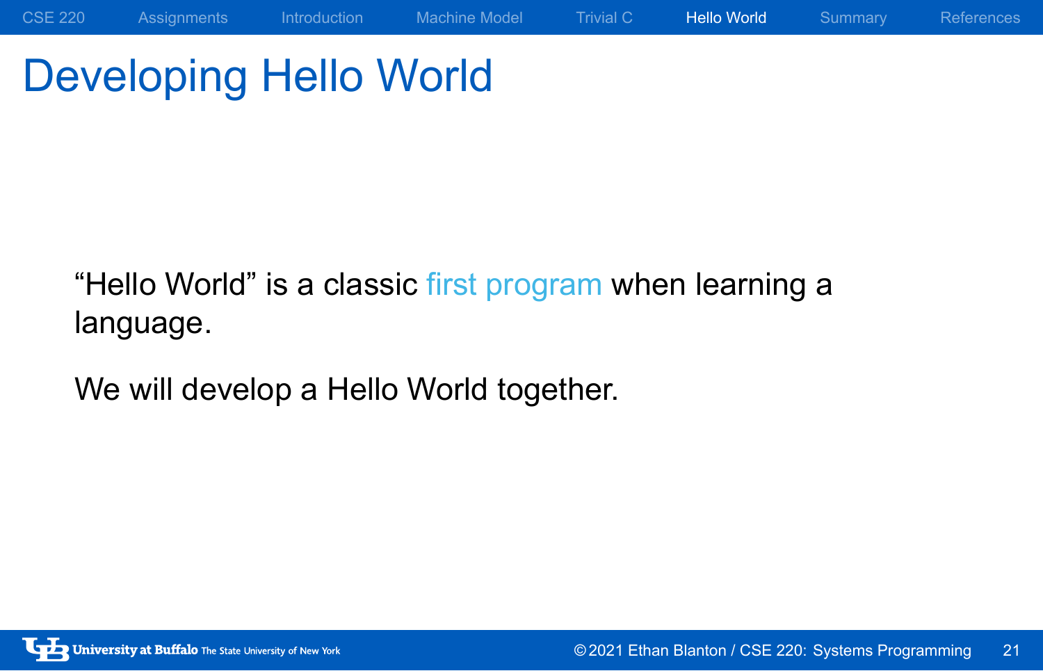# Developing Hello World

"Hello World" is a classic first program when learning a language.

We will develop a Hello World together.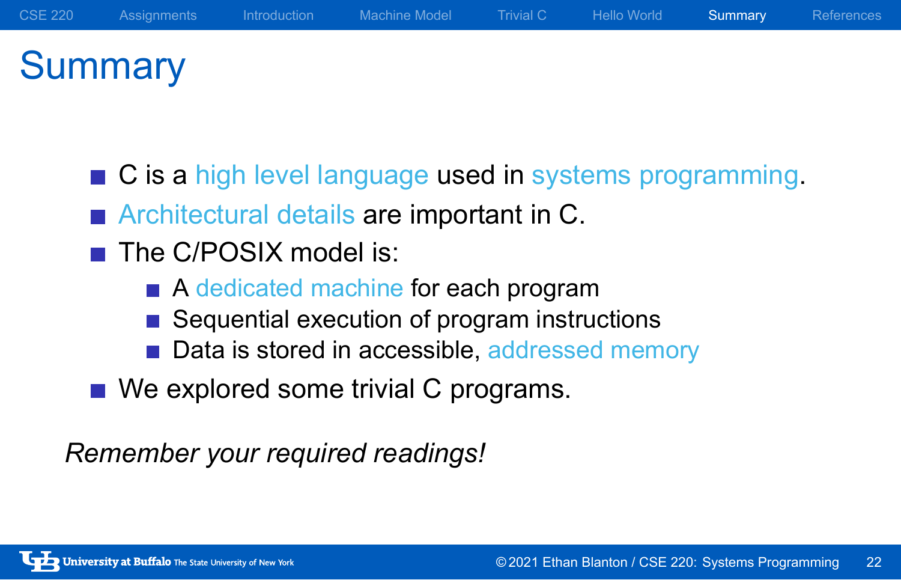# Summary

- C is a high level language used in systems programming.
- Architectural details are important in C.
- The C/POSIX model is:
  - A dedicated machine for each program
  - Sequential execution of program instructions
  - Data is stored in accessible, addressed memory
- We explored some trivial C programs.

*Remember your required readings!*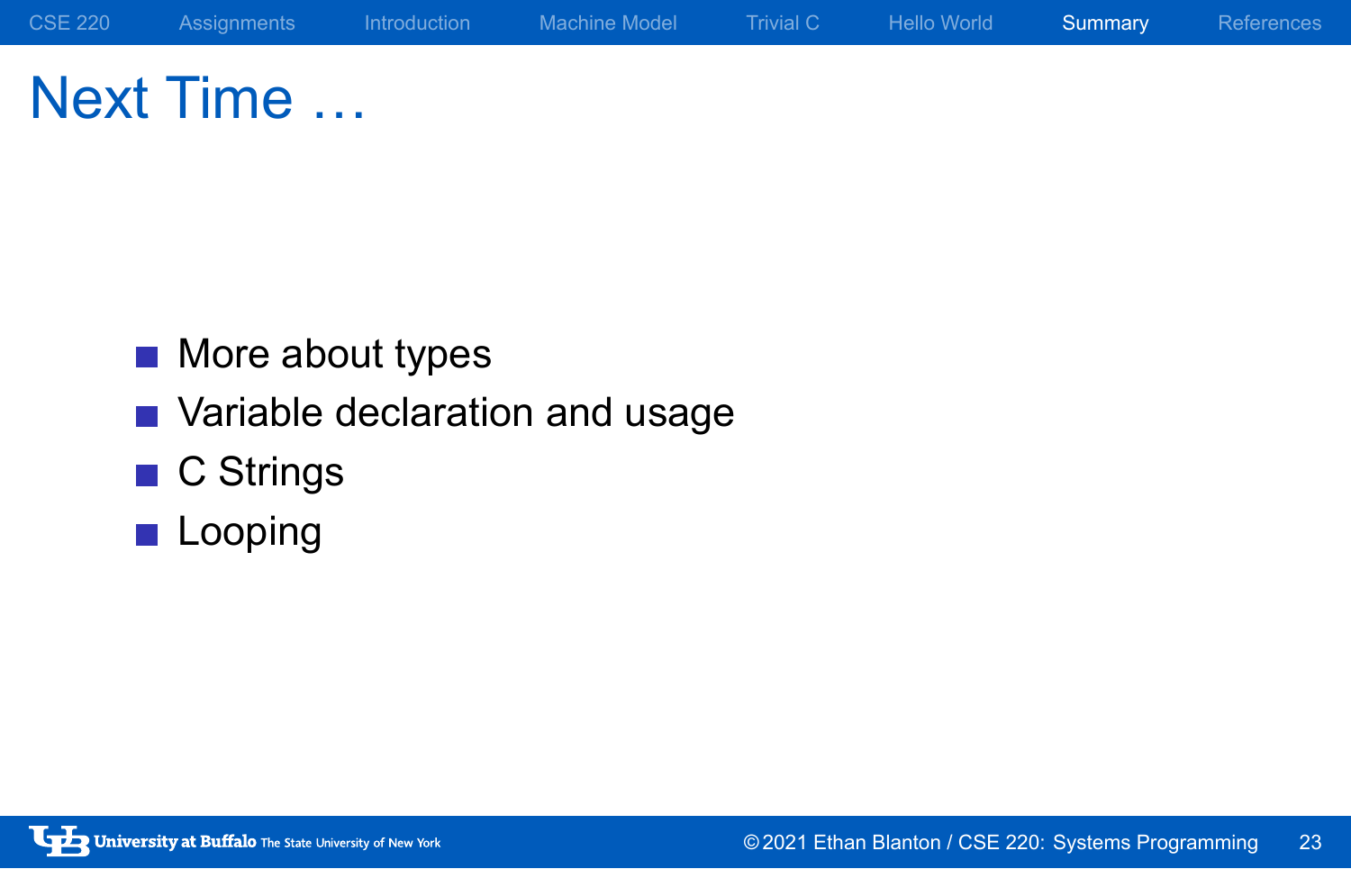# Next Time ...

- More about types
- Variable declaration and usage
- C Strings
- Looping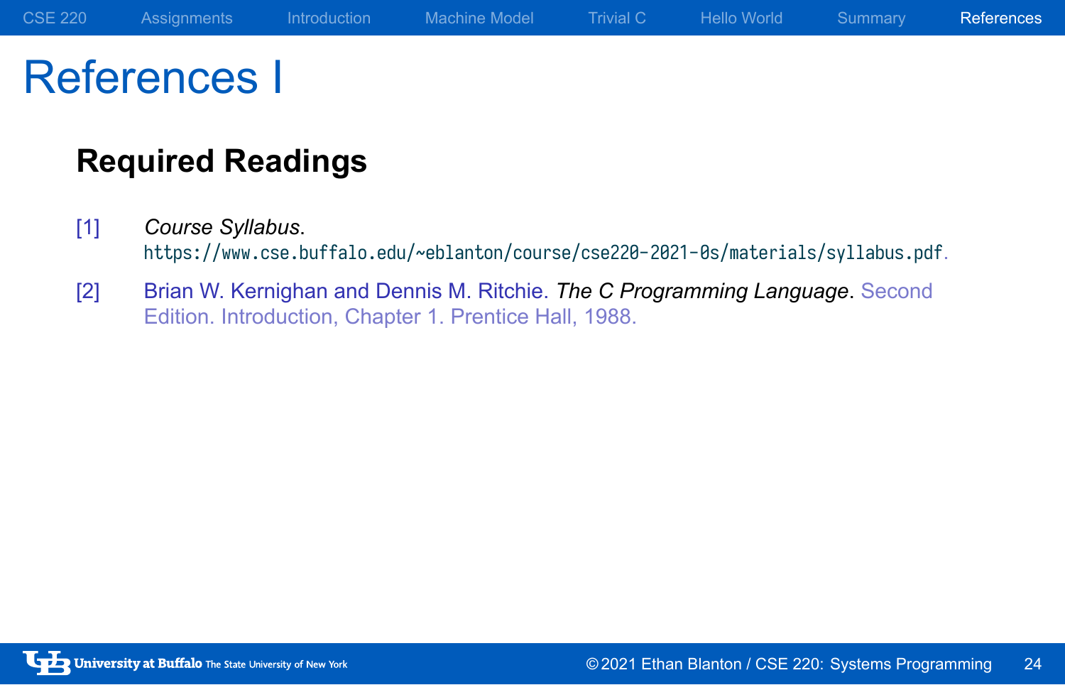# References I

**Required Readings**

[1] *Course Syllabus*. https://www.cse.buffalo.edu/~eblanton/course/cse220-2021-0s/materials/syllabus.pdf.

[2] Brian W. Kernighan and Dennis M. Ritchie. *The C Programming Language*. Second Edition. Introduction, Chapter 1. Prentice Hall, 1988.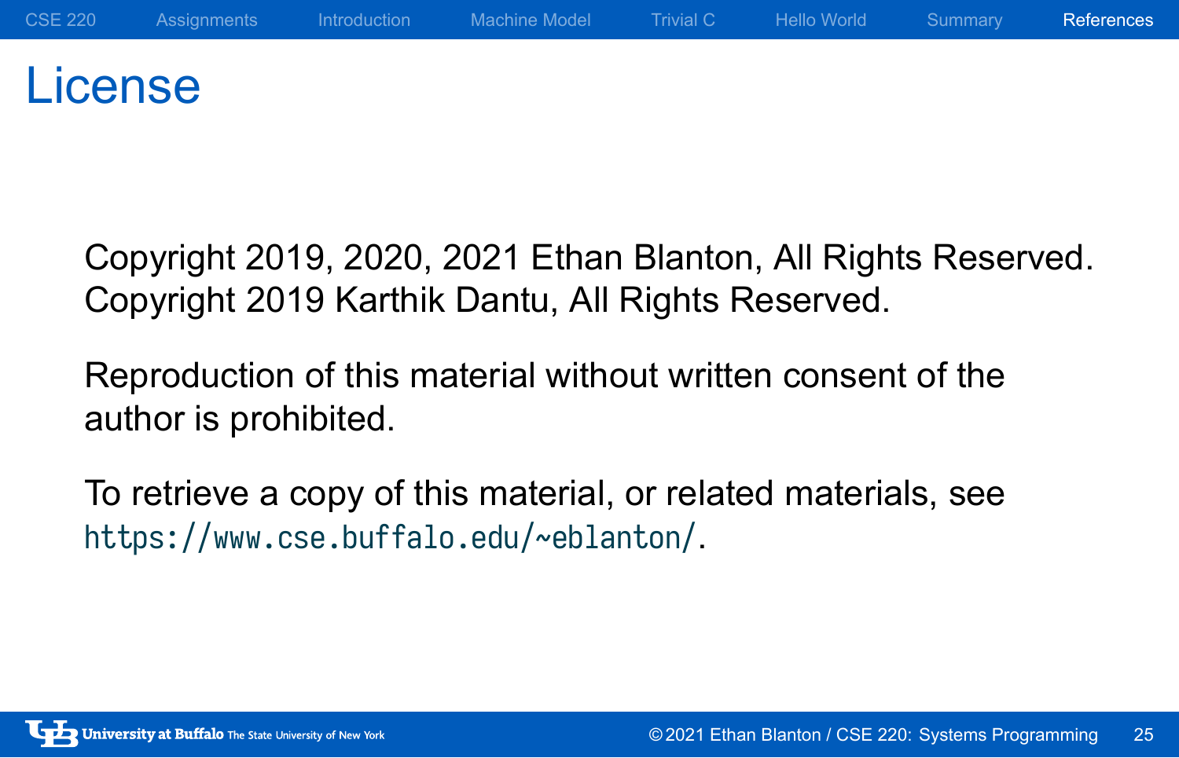# License

Copyright 2019, 2020, 2021 Ethan Blanton, All Rights Reserved.
Copyright 2019 Karthik Dantu, All Rights Reserved.

Reproduction of this material without written consent of the author is prohibited.

To retrieve a copy of this material, or related materials, see `https://www.cse.buffalo.edu/~eblanton/`.